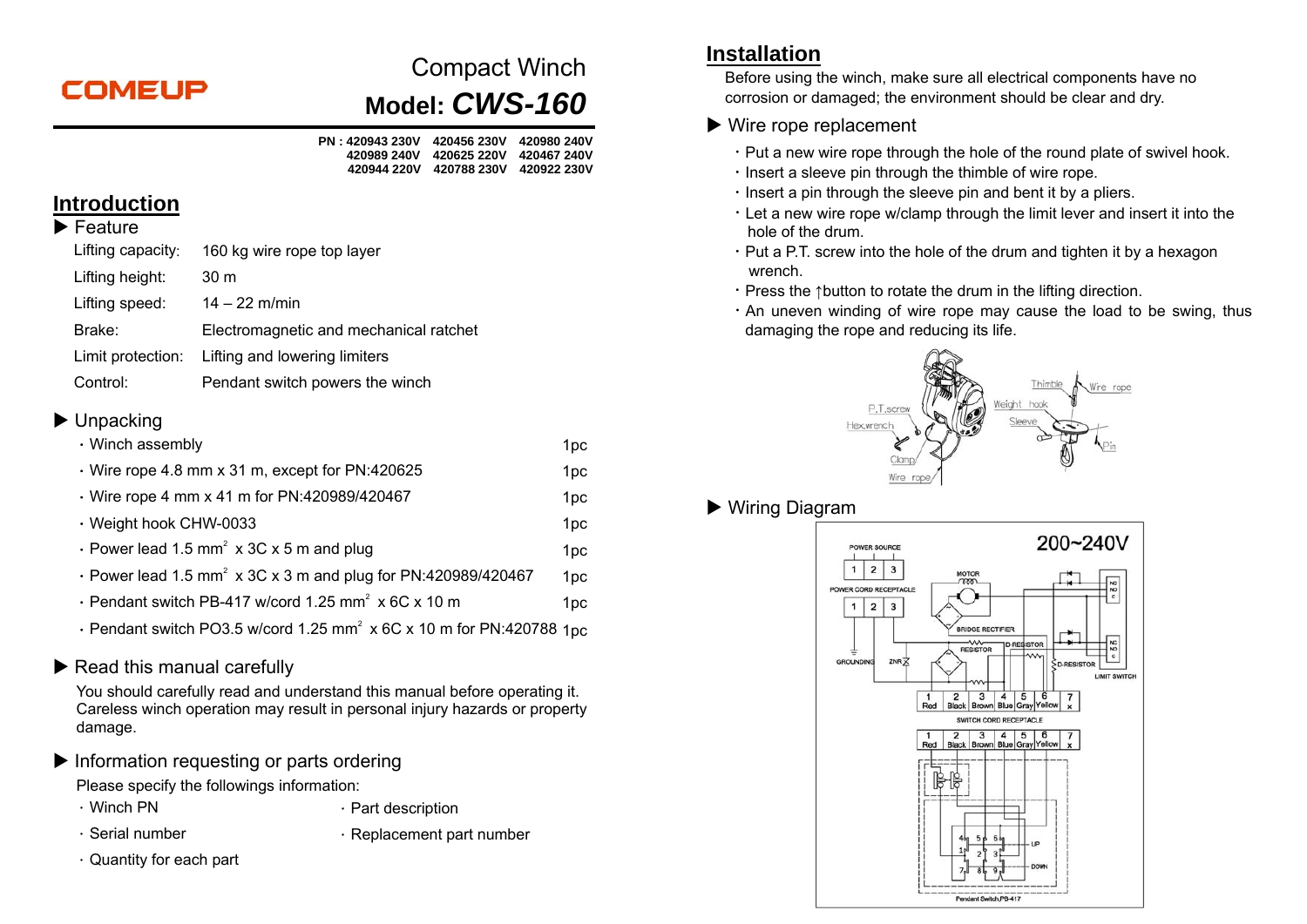**COMEUP**

# Compact Winch

## Model: *CWS-160*

PN : 420943 230V 420456 230V 420980 240V
420989 240V 420625 220V 420467 240V
420944 220V 420788 230V 420922 230V

## Introduction

### ▶ Feature

| | |
|---|---|
| Lifting capacity: | 160 kg wire rope top layer |
| Lifting height: | 30 m |
| Lifting speed: | 14 – 22 m/min |
| Brake: | Electromagnetic and mechanical ratchet |
| Limit protection: | Lifting and lowering limiters |
| Control: | Pendant switch powers the winch |

### ▶ Unpacking

| | |
|---|---|
| · Winch assembly | 1pc |
| · Wire rope 4.8 mm x 31 m, except for PN:420625 | 1pc |
| · Wire rope 4 mm x 41 m for PN:420989/420467 | 1pc |
| · Weight hook CHW-0033 | 1pc |
| · Power lead 1.5 $mm^2$ x 3C x 5 m and plug | 1pc |
| · Power lead 1.5 $mm^2$ x 3C x 3 m and plug for PN:420989/420467 | 1pc |
| · Pendant switch PB-417 w/cord 1.25 $mm^2$ x 6C x 10 m | 1pc |
| · Pendant switch PO3.5 w/cord 1.25 $mm^2$ x 6C x 10 m for PN:420788 | 1pc |

### ▶ Read this manual carefully

You should carefully read and understand this manual before operating it. Careless winch operation may result in personal injury hazards or property damage.

### ▶ Information requesting or parts ordering

Please specify the followings information:

- Winch PN
- Serial number
- Quantity for each part
- Part description
- Replacement part number

## Installation

Before using the winch, make sure all electrical components have no corrosion or damaged; the environment should be clear and dry.

### ▶ Wire rope replacement

- Put a new wire rope through the hole of the round plate of swivel hook.
- Insert a sleeve pin through the thimble of wire rope.
- Insert a pin through the sleeve pin and bent it by a pliers.
- Let a new wire rope w/clamp through the limit lever and insert it into the hole of the drum.
- Put a P.T. screw into the hole of the drum and tighten it by a hexagon wrench.
- Press the ↑button to rotate the drum in the lifting direction.
- An uneven winding of wire rope may cause the load to be swing, thus damaging the rope and reducing its life.

### ▶ Wiring Diagram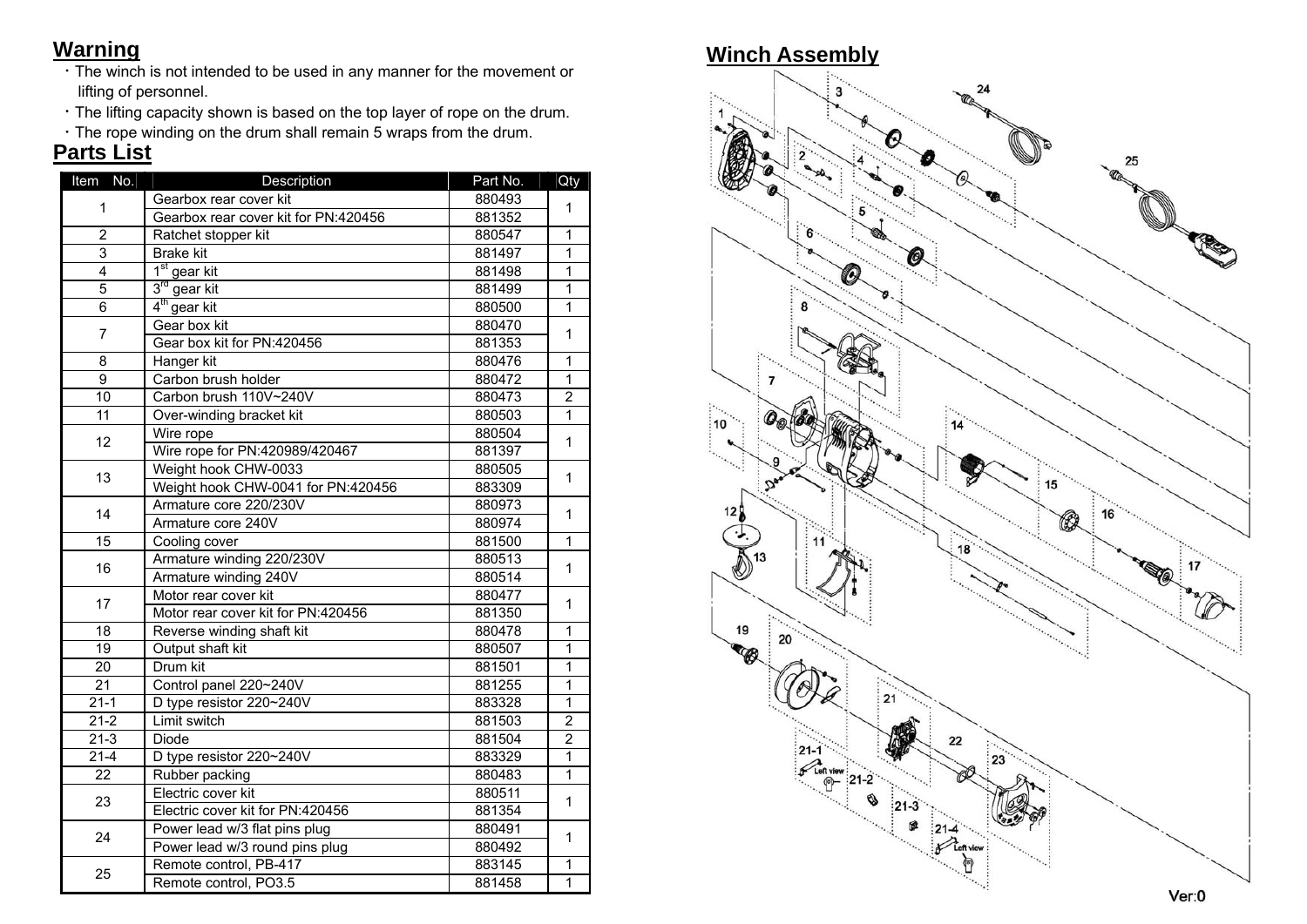## Warning

- The winch is not intended to be used in any manner for the movement or lifting of personnel.
- The lifting capacity shown is based on the top layer of rope on the drum.
- The rope winding on the drum shall remain 5 wraps from the drum.

## Parts List

| Item No. | Description | Part No. | Qty |
|---|---|---|---|
| 1 | Gearbox rear cover kit | 880493 | 1 |
| | Gearbox rear cover kit for PN:420456 | 881352 | |
| 2 | Ratchet stopper kit | 880547 | 1 |
| 3 | Brake kit | 881497 | 1 |
| 4 | 1st gear kit | 881498 | 1 |
| 5 | 3rd gear kit | 881499 | 1 |
| 6 | 4th gear kit | 880500 | 1 |
| 7 | Gear box kit | 880470 | 1 |
| | Gear box kit for PN:420456 | 881353 | |
| 8 | Hanger kit | 880476 | 1 |
| 9 | Carbon brush holder | 880472 | 1 |
| 10 | Carbon brush 110V~240V | 880473 | 2 |
| 11 | Over-winding bracket kit | 880503 | 1 |
| 12 | Wire rope | 880504 | 1 |
| | Wire rope for PN:420989/420467 | 881397 | |
| 13 | Weight hook CHW-0033 | 880505 | 1 |
| | Weight hook CHW-0041 for PN:420456 | 883309 | |
| 14 | Armature core 220/230V | 880973 | 1 |
| | Armature core 240V | 880974 | |
| 15 | Cooling cover | 881500 | 1 |
| 16 | Armature winding 220/230V | 880513 | 1 |
| | Armature winding 240V | 880514 | |
| 17 | Motor rear cover kit | 880477 | 1 |
| | Motor rear cover kit for PN:420456 | 881350 | |
| 18 | Reverse winding shaft kit | 880478 | 1 |
| 19 | Output shaft kit | 880507 | 1 |
| 20 | Drum kit | 881501 | 1 |
| 21 | Control panel 220~240V | 881255 | 1 |
| 21-1 | D type resistor 220~240V | 883328 | 1 |
| 21-2 | Limit switch | 881503 | 2 |
| 21-3 | Diode | 881504 | 2 |
| 21-4 | D type resistor 220~240V | 883329 | 1 |
| 22 | Rubber packing | 880483 | 1 |
| 23 | Electric cover kit | 880511 | 1 |
| | Electric cover kit for PN:420456 | 881354 | |
| 24 | Power lead w/3 flat pins plug | 880491 | 1 |
| | Power lead w/3 round pins plug | 880492 | |
| 25 | Remote control, PB-417 | 883145 | 1 |
| | Remote control, PO3.5 | 881458 | 1 |

## Winch Assembly

1
2
3
4
5
6
7
8
9
10
11
12
13
14
15
16
17
18
19
20
21
21-1
Left view
21-2
21-3
21-4
Left view
22
23
24
25

Ver:0